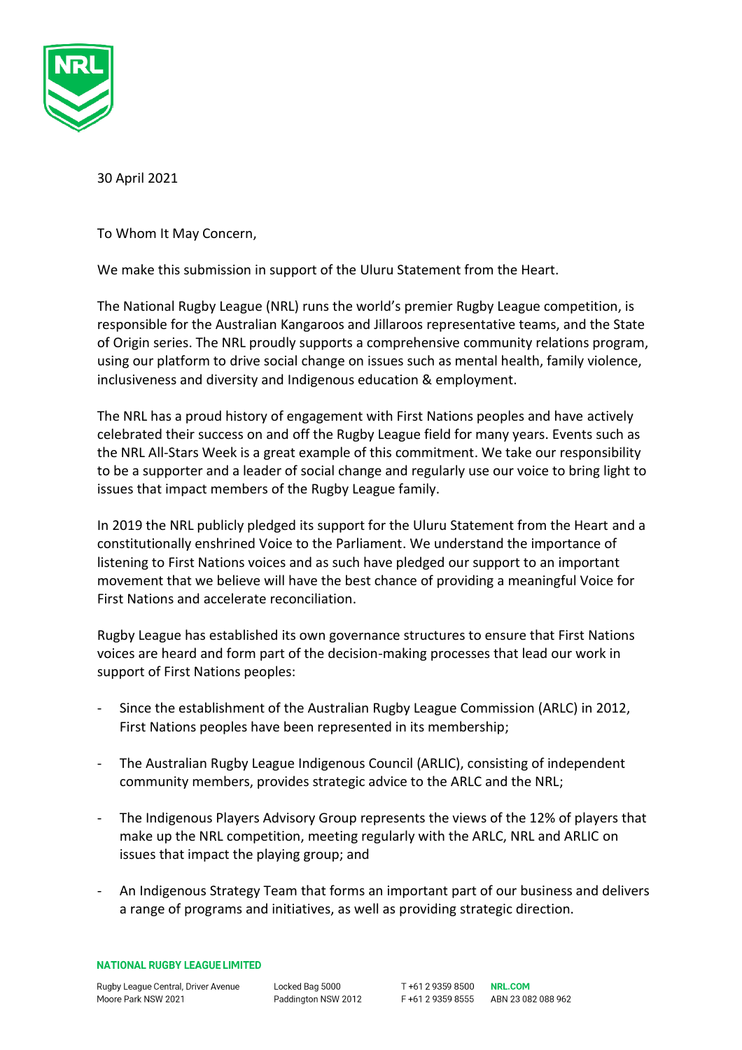30 April 2021

To Whom It May Concern,

We make this submission in support of the Uluru Statement from the Heart.

The National Rugby League (NRL) runs the world's premier Rugby League competition, is responsible for the Australian Kangaroos and Jillaroos representative teams, and the State of Origin series. The NRL proudly supports a comprehensive community relations program, using our platform to drive social change on issues such as mental health, family violence, inclusiveness and diversity and Indigenous education & employment.

The NRL has a proud history of engagement with First Nations peoples and have actively celebrated their success on and off the Rugby League field for many years. Events such as the NRL All-Stars Week is a great example of this commitment. We take our responsibility to be a supporter and a leader of social change and regularly use our voice to bring light to issues that impact members of the Rugby League family.

In 2019 the NRL publicly pledged its support for the Uluru Statement from the Heart and a constitutionally enshrined Voice to the Parliament. We understand the importance of listening to First Nations voices and as such have pledged our support to an important movement that we believe will have the best chance of providing a meaningful Voice for First Nations and accelerate reconciliation.

Rugby League has established its own governance structures to ensure that First Nations voices are heard and form part of the decision-making processes that lead our work in support of First Nations peoples:

- Since the establishment of the Australian Rugby League Commission (ARLC) in 2012, First Nations peoples have been represented in its membership;
- The Australian Rugby League Indigenous Council (ARLIC), consisting of independent community members, provides strategic advice to the ARLC and the NRL;
- The Indigenous Players Advisory Group represents the views of the 12% of players that make up the NRL competition, meeting regularly with the ARLC, NRL and ARLIC on issues that impact the playing group; and
- An Indigenous Strategy Team that forms an important part of our business and delivers a range of programs and initiatives, as well as providing strategic direction.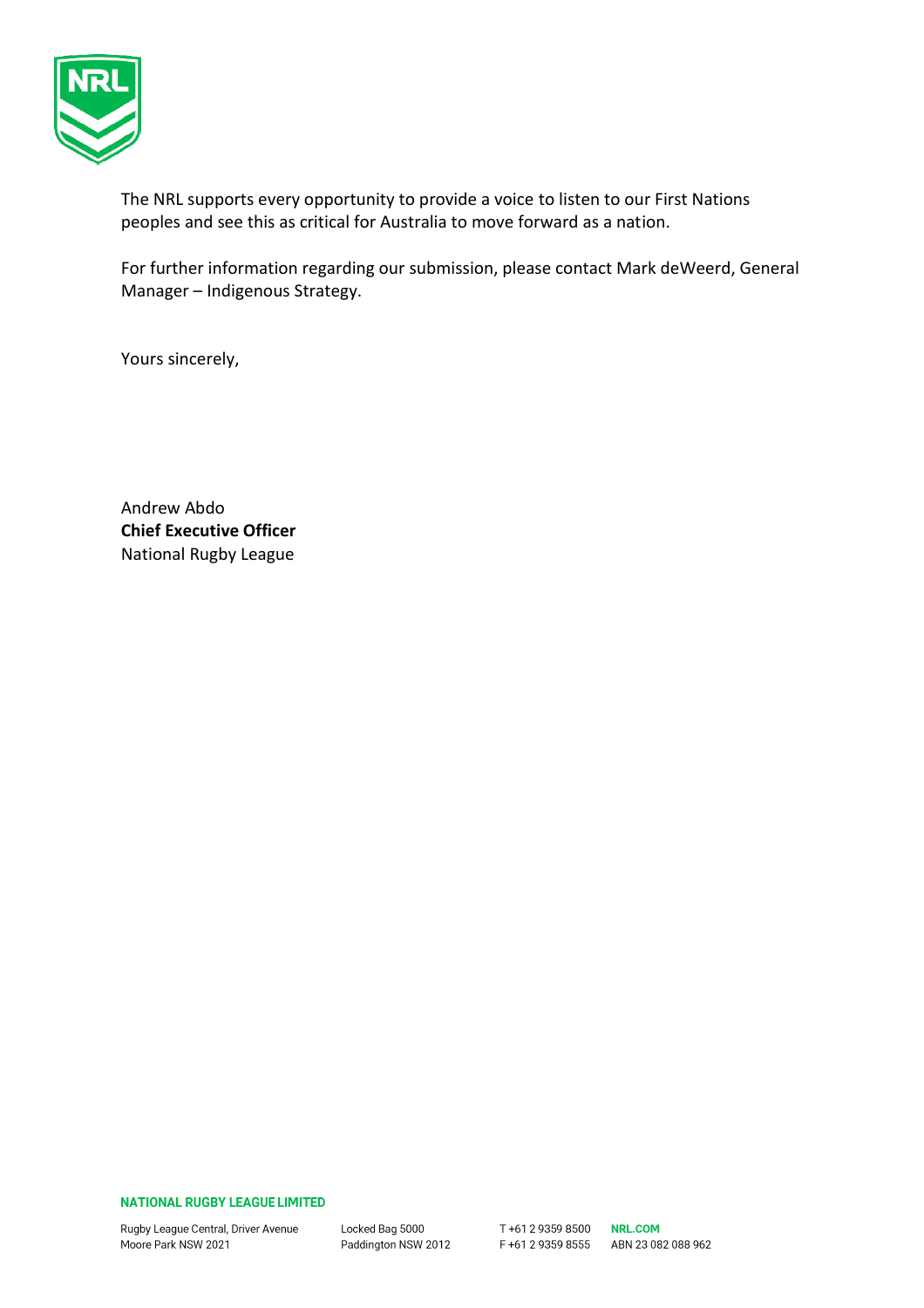The NRL supports every opportunity to provide a voice to listen to our First Nations peoples and see this as critical for Australia to move forward as a nation.

For further information regarding our submission, please contact Mark deWeerd, General Manager – Indigenous Strategy.

Yours sincerely,

Andrew Abdo  
**Chief Executive Officer**  
National Rugby League

**NATIONAL RUGBY LEAGUE LIMITED**

Rugby League Central, Driver Avenue  
Moore Park NSW 2021

Locked Bag 5000  
Paddington NSW 2012

T +61 2 9359 8500  
F +61 2 9359 8555

**NRL.COM**  
ABN 23 082 088 962